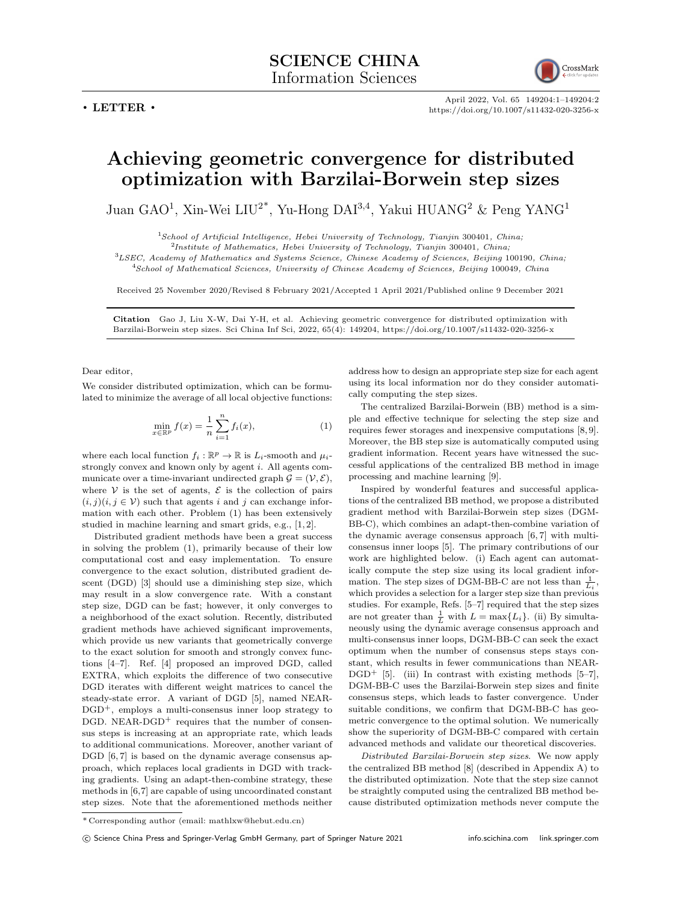**SCIENCE CHINA**
Information Sciences

• **LETTER** •

https://doi.org/10.1007/s11432-020-3256-x

# Achieving geometric convergence for distributed optimization with Barzilai-Borwein step sizes

Juan GAO[1], Xin-Wei LIU[2*], Yu-Hong DAI[3,4], Yakui HUANG[2] & Peng YANG[1]

[1]*School of Artificial Intelligence, Hebei University of Technology, Tianjin* 300401*, China;*
[2]*Institute of Mathematics, Hebei University of Technology, Tianjin* 300401*, China;*
[3]*LSEC, Academy of Mathematics and Systems Science, Chinese Academy of Sciences, Beijing* 100190*, China;*
[4]*School of Mathematical Sciences, University of Chinese Academy of Sciences, Beijing* 100049*, China*

Received 25 November 2020/Revised 8 February 2021/Accepted 1 April 2021/Published online 9 December 2021

**Citation** Gao J, Liu X-W, Dai Y-H, et al. Achieving geometric convergence for distributed optimization with Barzilai-Borwein step sizes. Sci China Inf Sci, 2022, 65(4): 149204, https://doi.org/10.1007/s11432-020-3256-x

Dear editor,

We consider distributed optimization, which can be formulated to minimize the average of all local objective functions:

$$\min_{x\in\mathbb{R}^p} f(x) = \frac{1}{n}\sum_{i=1}^{n} f_i(x), \tag{1}$$

where each local function $f_i : \mathbb{R}^p \to \mathbb{R}$ is $L_i$-smooth and $\mu_i$-strongly convex and known only by agent $i$. All agents communicate over a time-invariant undirected graph $\mathcal{G} = (\mathcal{V}, \mathcal{E})$, where $\mathcal{V}$ is the set of agents, $\mathcal{E}$ is the collection of pairs $(i, j)(i, j \in \mathcal{V})$ such that agents $i$ and $j$ can exchange information with each other. Problem (1) has been extensively studied in machine learning and smart grids, e.g., [1, 2].

Distributed gradient methods have been a great success in solving the problem (1), primarily because of their low computational cost and easy implementation. To ensure convergence to the exact solution, distributed gradient descent (DGD) [3] should use a diminishing step size, which may result in a slow convergence rate. With a constant step size, DGD can be fast; however, it only converges to a neighborhood of the exact solution. Recently, distributed gradient methods have achieved significant improvements, which provide us new variants that geometrically converge to the exact solution for smooth and strongly convex functions [4–7]. Ref. [4] proposed an improved DGD, called EXTRA, which exploits the difference of two consecutive DGD iterates with different weight matrices to cancel the steady-state error. A variant of DGD [5], named NEAR-DGD$^+$, employs a multi-consensus inner loop strategy to DGD. NEAR-DGD$^+$ requires that the number of consensus steps is increasing at an appropriate rate, which leads to additional communications. Moreover, another variant of DGD [6, 7] is based on the dynamic average consensus approach, which replaces local gradients in DGD with tracking gradients. Using an adapt-then-combine strategy, these methods in [6, 7] are capable of using uncoordinated constant step sizes. Note that the aforementioned methods neither address how to design an appropriate step size for each agent using its local information nor do they consider automatically computing the step sizes.

The centralized Barzilai-Borwein (BB) method is a simple and effective technique for selecting the step size and requires fewer storages and inexpensive computations [8, 9]. Moreover, the BB step size is automatically computed using gradient information. Recent years have witnessed the successful applications of the centralized BB method in image processing and machine learning [9].

Inspired by wonderful features and successful applications of the centralized BB method, we propose a distributed gradient method with Barzilai-Borwein step sizes (DGM-BB-C), which combines an adapt-then-combine variation of the dynamic average consensus approach [6, 7] with multi-consensus inner loops [5]. The primary contributions of our work are highlighted below. (i) Each agent can automatically compute the step size using its local gradient information. The step sizes of DGM-BB-C are not less than $\frac{1}{L_i}$, which provides a selection for a larger step size than previous studies. For example, Refs. [5–7] required that the step sizes are not greater than $\frac{1}{L}$ with $L = \max\{L_i\}$. (ii) By simultaneously using the dynamic average consensus approach and multi-consensus inner loops, DGM-BB-C can seek the exact optimum when the number of consensus steps stays constant, which results in fewer communications than NEAR-DGD$^+$ [5]. (iii) In contrast with existing methods [5–7], DGM-BB-C uses the Barzilai-Borwein step sizes and finite consensus steps, which leads to faster convergence. Under suitable conditions, we confirm that DGM-BB-C has geometric convergence to the optimal solution. We numerically show the superiority of DGM-BB-C compared with certain advanced methods and validate our theoretical discoveries.

*Distributed Barzilai-Borwein step sizes.* We now apply the centralized BB method [8] (described in Appendix A) to the distributed optimization. Note that the step size cannot be straightly computed using the centralized BB method because distributed optimization methods never compute the

* Corresponding author (email: mathlxw@hebut.edu.cn)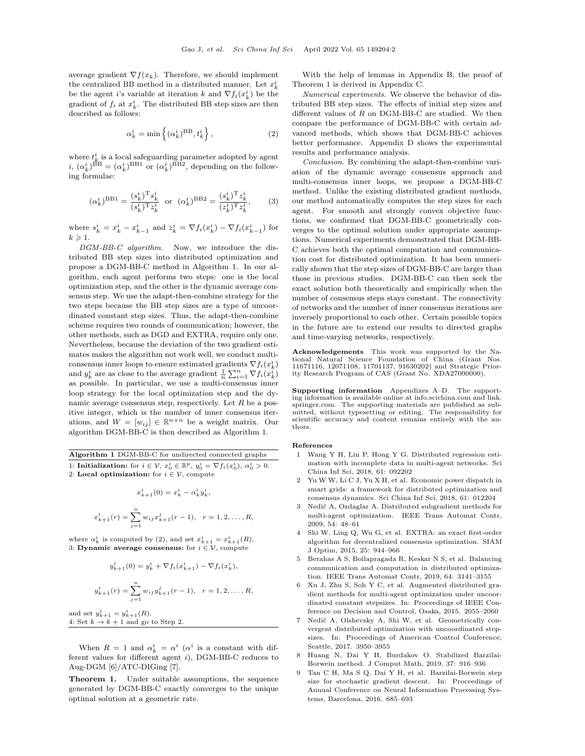average gradient $\nabla f(x_k)$. Therefore, we should implement the centralized BB method in a distributed manner. Let $x_k^i$ be the agent $i$'s variable at iteration $k$ and $\nabla f_i(x_k^i)$ be the gradient of $f_i$ at $x_k^i$. The distributed BB step sizes are then described as follows:

$$\alpha_k^i = \min\left\{(\alpha_k^i)^{\mathrm{BB}}, t_k^i\right\}, \tag{2}$$

where $t_k^i$ is a local safeguarding parameter adopted by agent $i$, $(\alpha_k^i)^{\mathrm{BB}} = (\alpha_k^i)^{\mathrm{BB1}}$ or $(\alpha_k^i)^{\mathrm{BB2}}$, depending on the following formulae:

$$(\alpha_k^i)^{\mathrm{BB1}} = \frac{(s_k^i)^{\mathrm{T}} s_k^i}{(s_k^i)^{\mathrm{T}} z_k^i} \quad \text{or} \quad (\alpha_k^i)^{\mathrm{BB2}} = \frac{(s_k^i)^{\mathrm{T}} z_k^i}{(z_k^i)^{\mathrm{T}} z_k^i}, \tag{3}$$

where $s_k^i = x_k^i - x_{k-1}^i$ and $z_k^i = \nabla f_i(x_k^i) - \nabla f_i(x_{k-1}^i)$ for $k \geqslant 1$.

*DGM-BB-C algorithm.* Now, we introduce the distributed BB step sizes into distributed optimization and propose a DGM-BB-C method in Algorithm 1. In our algorithm, each agent performs two steps: one is the local optimization step, and the other is the dynamic average consensus step. We use the adapt-then-combine strategy for the two steps because the BB step sizes are a type of uncoordinated constant step sizes. Thus, the adapt-then-combine scheme requires two rounds of communication; however, the other methods, such as DGD and EXTRA, require only one. Nevertheless, because the deviation of the two gradient estimates makes the algorithm not work well, we conduct multi-consensus inner loops to ensure estimated gradients $\nabla f_i(x_k^i)$ and $y_k^i$ are as close to the average gradient $\frac{1}{n}\sum_{i=1}^n \nabla f_i(x_k^i)$ as possible. In particular, we use a multi-consensus inner loop strategy for the local optimization step and the dynamic average consensus step, respectively. Let $R$ be a positive integer, which is the number of inner consensus iterations, and $W = [w_{ij}] \in \mathbb{R}^{n\times n}$ be a weight matrix. Our algorithm DGM-BB-C is then described as Algorithm 1.

**Algorithm 1** DGM-BB-C for undirected connected graphs

1: **Initialization:** for $i \in \mathcal{V}$, $x_0^i \in \mathbb{R}^p$, $y_0^i = \nabla f_i(x_0^i)$, $\alpha_0^i > 0$.

2: **Local optimization:** for $i \in \mathcal{V}$, compute

$$x_{k+1}^i(0) = x_k^i - \alpha_k^i y_k^i,$$

$$x_{k+1}^i(r) = \sum_{j=1}^n w_{ij} x_{k+1}^j(r-1), \quad r = 1, 2, \ldots, R,$$

where $\alpha_k^i$ is computed by (2), and set $x_{k+1}^i = x_{k+1}^i(R)$.

3: **Dynamic average consensus:** for $i \in \mathcal{V}$, compute

$$y_{k+1}^i(0) = y_k^i + \nabla f_i(x_{k+1}^i) - \nabla f_i(x_k^i),$$

$$y_{k+1}^i(r) = \sum_{j=1}^n w_{ij} y_{k+1}^j(r-1), \quad r = 1, 2, \ldots, R,$$

and set $y_{k+1}^i = y_{k+1}^i(R)$.

4: Set $k \to k+1$ and go to Step 2.

When $R = 1$ and $\alpha_k^i = \alpha^i$ ($\alpha^i$ is a constant with different values for different agent $i$), DGM-BB-C reduces to Aug-DGM [6]/ATC-DIGing [7].

**Theorem 1.** Under suitable assumptions, the sequence generated by DGM-BB-C exactly converges to the unique optimal solution at a geometric rate.

With the help of lemmas in Appendix B, the proof of Theorem 1 is derived in Appendix C.

*Numerical experiments.* We observe the behavior of distributed BB step sizes. The effects of initial step sizes and different values of $R$ on DGM-BB-C are studied. We then compare the performance of DGM-BB-C with certain advanced methods, which shows that DGM-BB-C achieves better performance. Appendix D shows the experimental results and performance analysis.

*Conclusion.* By combining the adapt-then-combine variation of the dynamic average consensus approach and multi-consensus inner loops, we propose a DGM-BB-C method. Unlike the existing distributed gradient methods, our method automatically computes the step sizes for each agent. For smooth and strongly convex objective functions, we confirmed that DGM-BB-C geometrically converges to the optimal solution under appropriate assumptions. Numerical experiments demonstrated that DGM-BB-C achieves both the optimal computation and communication cost for distributed optimization. It has been numerically shown that the step sizes of DGM-BB-C are larger than those in previous studies. DGM-BB-C can then seek the exact solution both theoretically and empirically when the number of consensus steps stays constant. The connectivity of networks and the number of inner consensus iterations are inversely proportional to each other. Certain possible topics in the future are to extend our results to directed graphs and time-varying networks, respectively.

**Acknowledgements** This work was supported by the National Natural Science Foundation of China (Grant Nos. 11671116, 12071108, 11701137, 91630202) and Strategic Priority Research Program of CAS (Grant No. XDA27000000).

**Supporting information** Appendixes A–D. The supporting information is available online at info.scichina.com and link.springer.com. The supporting materials are published as submitted, without typesetting or editing. The responsibility for scientific accuracy and content remains entirely with the authors.

**References**

1. Wang Y H, Lin P, Hong Y G. Distributed regression estimation with incomplete data in multi-agent networks. Sci China Inf Sci, 2018, 61: 092202
2. Yu W W, Li C J, Yu X H, et al. Economic power dispatch in smart grids: a framework for distributed optimization and consensus dynamics. Sci China Inf Sci, 2018, 61: 012204
3. Nedić A, Ozdaglar A. Distributed subgradient methods for multi-agent optimization. IEEE Trans Automat Contr, 2009, 54: 48–61
4. Shi W, Ling Q, Wu G, et al. EXTRA: an exact first-order algorithm for decentralized consensus optimization. SIAM J Optim, 2015, 25: 944–966
5. Berahas A S, Bollapragada R, Keskar N S, et al. Balancing communication and computation in distributed optimization. IEEE Trans Automat Contr, 2019, 64: 3141–3155
6. Xu J, Zhu S, Soh Y C, et al. Augmented distributed gradient methods for multi-agent optimization under uncoordinated constant stepsizes. In: Proceedings of IEEE Conference on Decision and Control, Osaka, 2015. 2055–2060
7. Nedić A, Olshevsky A, Shi W, et al. Geometrically convergent distributed optimization with uncoordinated stepsizes. In: Proceedings of American Control Conference, Seattle, 2017. 3950–3955
8. Huang N, Dai Y H, Burdakov O. Stabilized Barzilai-Borwein method. J Comput Math, 2019, 37: 916–936
9. Tan C H, Ma S Q, Dai Y H, et al. Barzilai-Borwein step size for stochastic gradient descent. In: Proceedings of Annual Conference on Neural Information Processing Systems, Barcelona, 2016. 685–693